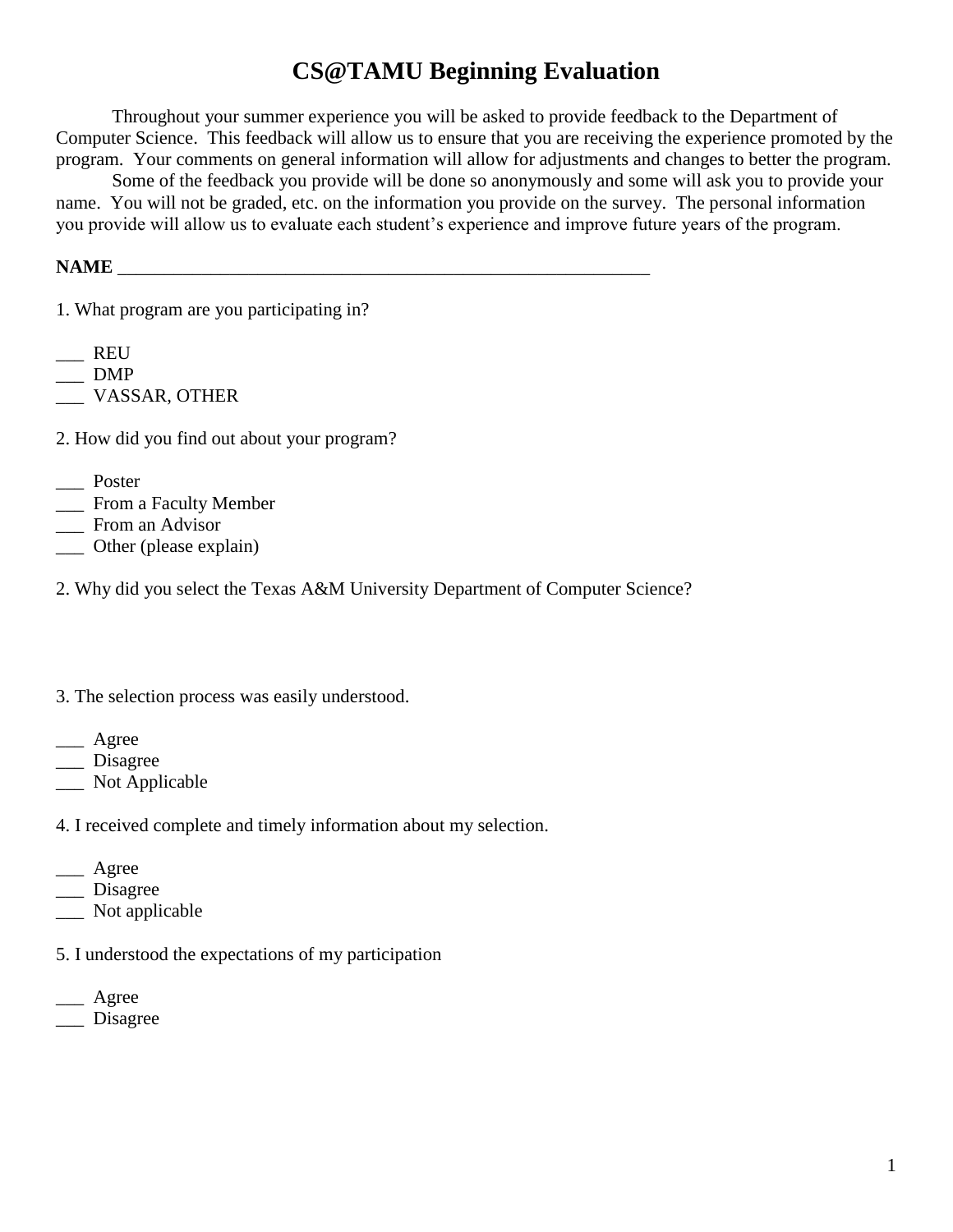# CS@TAMU Beginning Evaluation

Throughout your summer experience you will be asked to provide feedback to the Department of Computer Science. This feedback will allow us to ensure that you are receiving the experience promoted by the program. Your comments on general information will allow for adjustments and changes to better the program.

Some of the feedback you provide will be done so anonymously and some will ask you to provide your name. You will not be graded, etc. on the information you provide on the survey. The personal information you provide will allow us to evaluate each student's experience and improve future years of the program.

**NAME** ___________________________________________________________

1. What program are you participating in?

___ REU
___ DMP
___ VASSAR, OTHER

2. How did you find out about your program?

___ Poster
___ From a Faculty Member
___ From an Advisor
___ Other (please explain)

2. Why did you select the Texas A&M University Department of Computer Science?

3. The selection process was easily understood.

___ Agree
___ Disagree
___ Not Applicable

4. I received complete and timely information about my selection.

___ Agree
___ Disagree
___ Not applicable

5. I understood the expectations of my participation

___ Agree
___ Disagree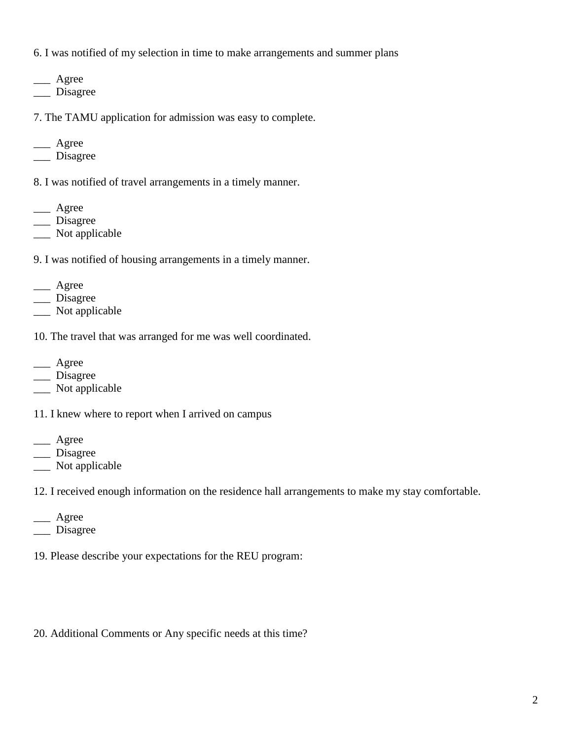6. I was notified of my selection in time to make arrangements and summer plans

___ Agree
___ Disagree

7. The TAMU application for admission was easy to complete.

___ Agree
___ Disagree

8. I was notified of travel arrangements in a timely manner.

___ Agree
___ Disagree
___ Not applicable

9. I was notified of housing arrangements in a timely manner.

___ Agree
___ Disagree
___ Not applicable

10. The travel that was arranged for me was well coordinated.

___ Agree
___ Disagree
___ Not applicable

11. I knew where to report when I arrived on campus

___ Agree
___ Disagree
___ Not applicable

12. I received enough information on the residence hall arrangements to make my stay comfortable.

___ Agree
___ Disagree

19. Please describe your expectations for the REU program:

20. Additional Comments or Any specific needs at this time?